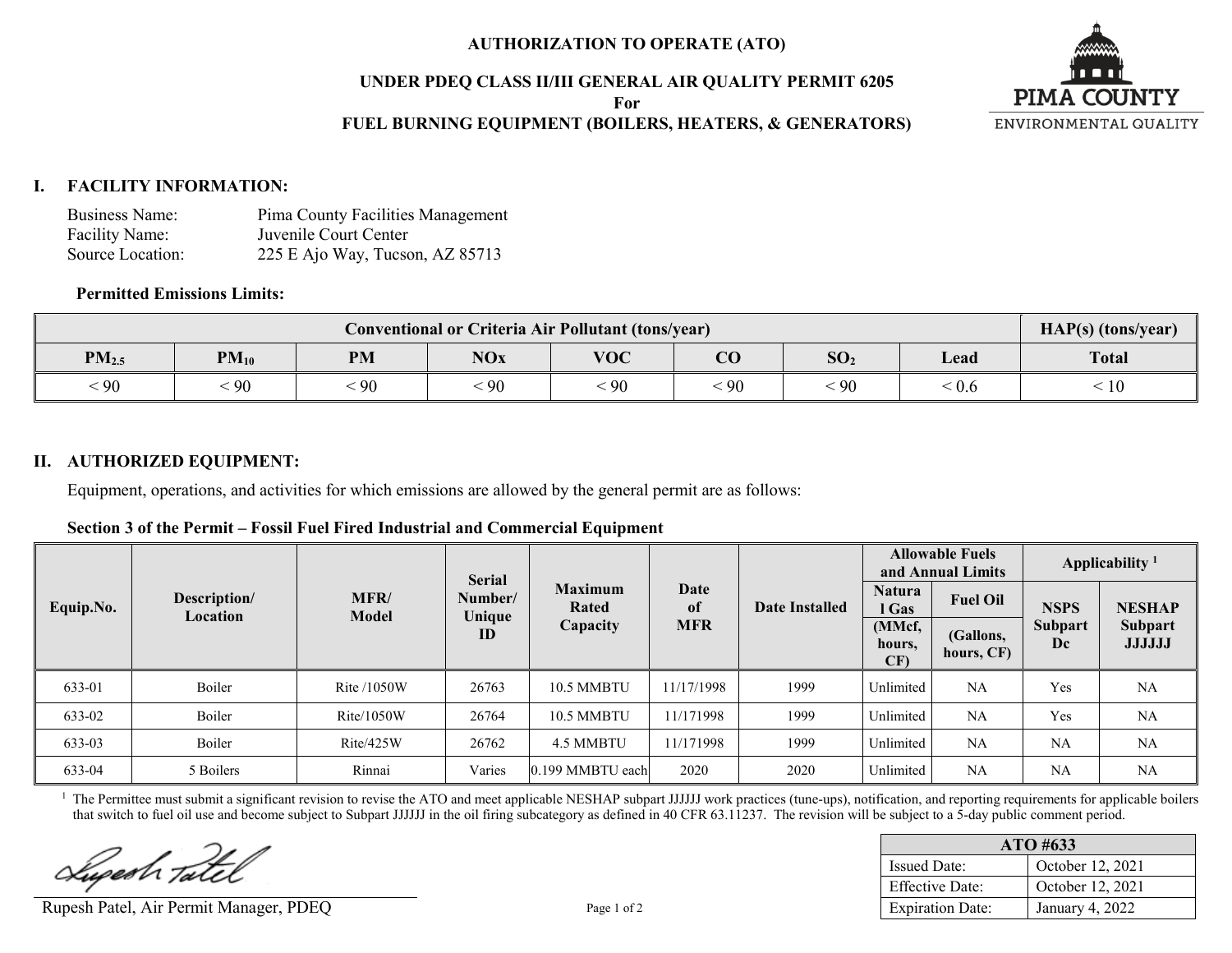# AUTHORIZATION TO OPERATE (ATO)

## UNDER PDEQ CLASS II/III GENERAL AIR QUALITY PERMIT 6205
## For
## FUEL BURNING EQUIPMENT (BOILERS, HEATERS, & GENERATORS)

PIMA COUNTY
ENVIRONMENTAL QUALITY

## I. FACILITY INFORMATION:

Business Name: Pima County Facilities Management
Facility Name: Juvenile Court Center
Source Location: 225 E Ajo Way, Tucson, AZ 85713

**Permitted Emissions Limits:**

| Conventional or Criteria Air Pollutant (tons/year) | | | | | | | | HAP(s) (tons/year) |
|---|---|---|---|---|---|---|---|---|
| $PM_{2.5}$ | $PM_{10}$ | PM | NOx | VOC | CO | $SO_2$ | Lead | Total |
| < 90 | < 90 | < 90 | < 90 | < 90 | < 90 | < 90 | < 0.6 | < 10 |

## II. AUTHORIZED EQUIPMENT:

Equipment, operations, and activities for which emissions are allowed by the general permit are as follows:

**Section 3 of the Permit – Fossil Fuel Fired Industrial and Commercial Equipment**

| Equip.No. | Description/ Location | MFR/ Model | Serial Number/ Unique ID | Maximum Rated Capacity | Date of MFR | Date Installed | Allowable Fuels and Annual Limits | | Applicability [1] | |
|---|---|---|---|---|---|---|---|---|---|---|
| | | | | | | | Natural Gas (MMcf, hours, CF) | Fuel Oil (Gallons, hours, CF) | NSPS Subpart Dc | NESHAP Subpart JJJJJJ |
| 633-01 | Boiler | Rite /1050W | 26763 | 10.5 MMBTU | 11/17/1998 | 1999 | Unlimited | NA | Yes | NA |
| 633-02 | Boiler | Rite/1050W | 26764 | 10.5 MMBTU | 11/171998 | 1999 | Unlimited | NA | Yes | NA |
| 633-03 | Boiler | Rite/425W | 26762 | 4.5 MMBTU | 11/171998 | 1999 | Unlimited | NA | NA | NA |
| 633-04 | 5 Boilers | Rinnai | Varies | 0.199 MMBTU each | 2020 | 2020 | Unlimited | NA | NA | NA |

[1] The Permittee must submit a significant revision to revise the ATO and meet applicable NESHAP subpart JJJJJJ work practices (tune-ups), notification, and reporting requirements for applicable boilers that switch to fuel oil use and become subject to Subpart JJJJJJ in the oil firing subcategory as defined in 40 CFR 63.11237. The revision will be subject to a 5-day public comment period.

Rupesh Patel, Air Permit Manager, PDEQ

| ATO #633 | |
|---|---|
| Issued Date: | October 12, 2021 |
| Effective Date: | October 12, 2021 |
| Expiration Date: | January 4, 2022 |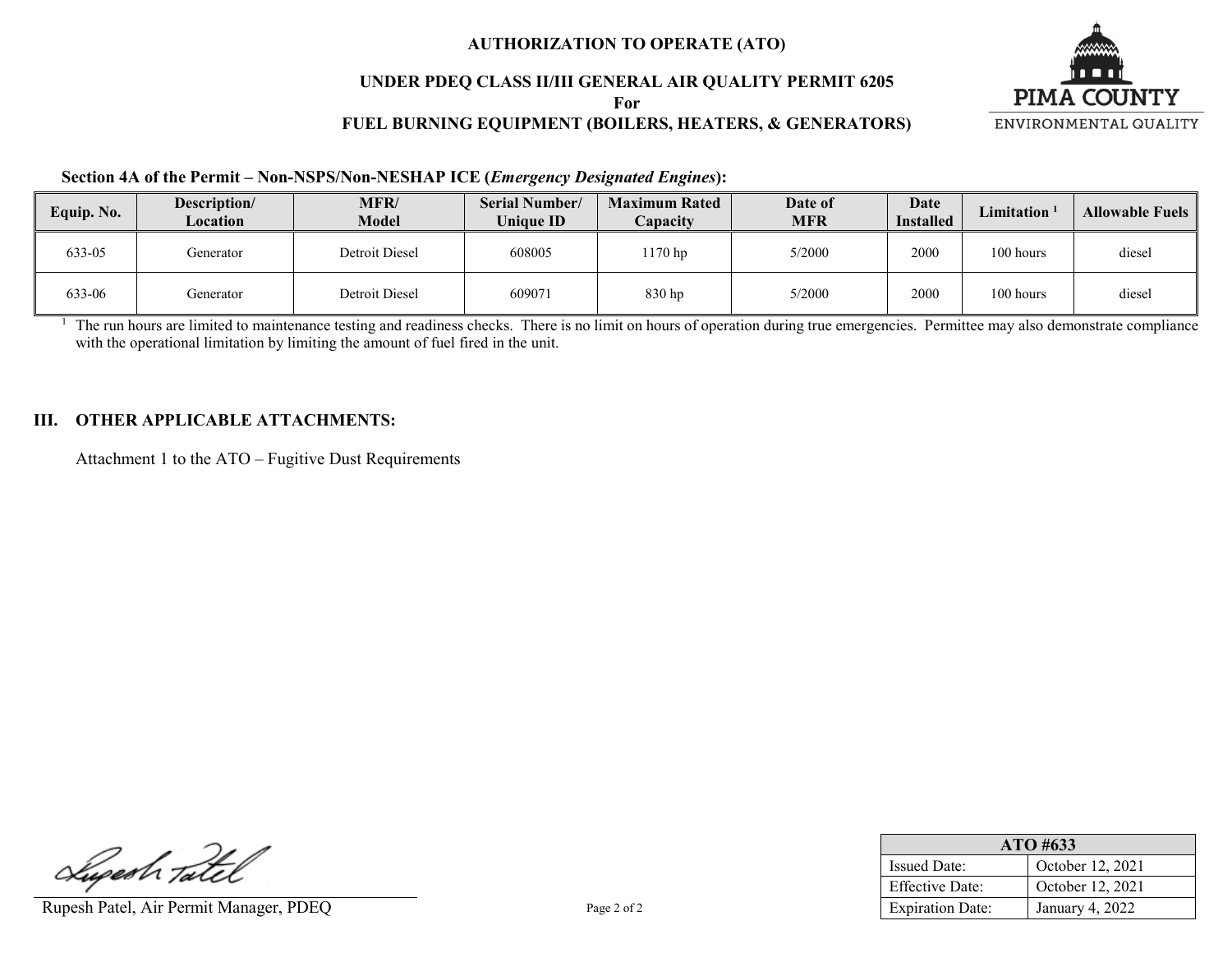**AUTHORIZATION TO OPERATE (ATO)**

**UNDER PDEQ CLASS II/III GENERAL AIR QUALITY PERMIT 6205**
**For**
**FUEL BURNING EQUIPMENT (BOILERS, HEATERS, & GENERATORS)**

PIMA COUNTY
ENVIRONMENTAL QUALITY

**Section 4A of the Permit – Non-NSPS/Non-NESHAP ICE (*Emergency Designated Engines*):**

| Equip. No. | Description/ Location | MFR/ Model | Serial Number/ Unique ID | Maximum Rated Capacity | Date of MFR | Date Installed | Limitation [1] | Allowable Fuels |
|---|---|---|---|---|---|---|---|---|
| 633-05 | Generator | Detroit Diesel | 608005 | 1170 hp | 5/2000 | 2000 | 100 hours | diesel |
| 633-06 | Generator | Detroit Diesel | 609071 | 830 hp | 5/2000 | 2000 | 100 hours | diesel |

[1] The run hours are limited to maintenance testing and readiness checks. There is no limit on hours of operation during true emergencies. Permittee may also demonstrate compliance with the operational limitation by limiting the amount of fuel fired in the unit.

## III. OTHER APPLICABLE ATTACHMENTS:

Attachment 1 to the ATO – Fugitive Dust Requirements

Rupesh Patel, Air Permit Manager, PDEQ

| ATO #633 | |
|---|---|
| Issued Date: | October 12, 2021 |
| Effective Date: | October 12, 2021 |
| Expiration Date: | January 4, 2022 |